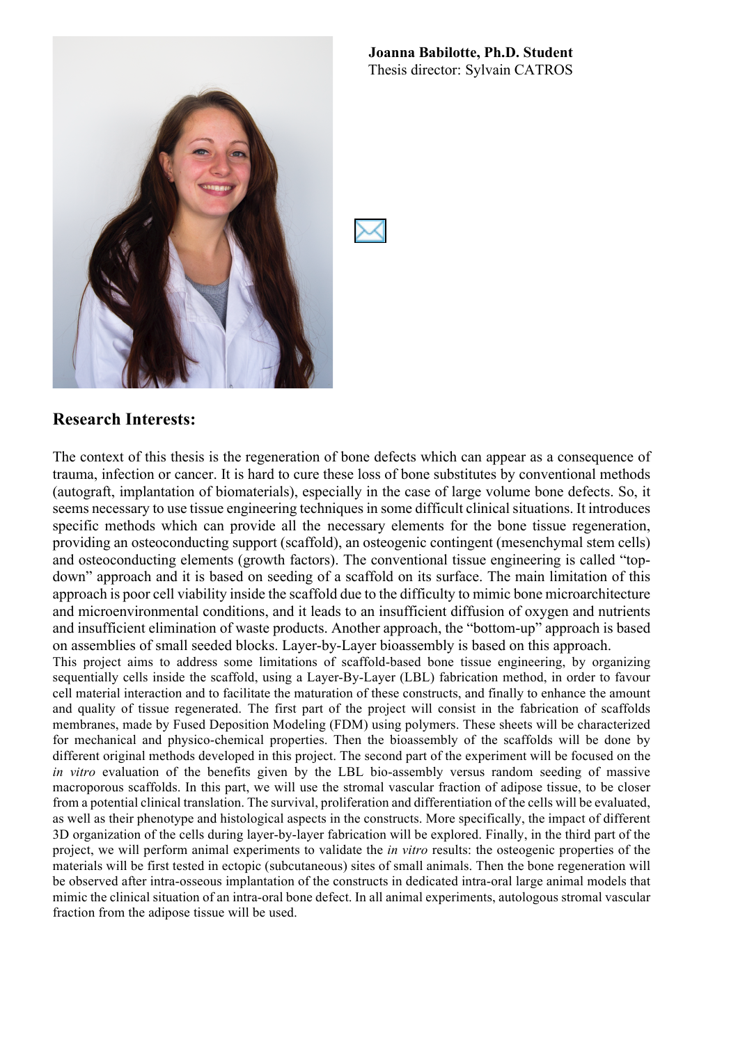**Joanna Babilotte, Ph.D. Student**
Thesis director: Sylvain CATROS

## Research Interests:

The context of this thesis is the regeneration of bone defects which can appear as a consequence of trauma, infection or cancer. It is hard to cure these loss of bone substitutes by conventional methods (autograft, implantation of biomaterials), especially in the case of large volume bone defects. So, it seems necessary to use tissue engineering techniques in some difficult clinical situations. It introduces specific methods which can provide all the necessary elements for the bone tissue regeneration, providing an osteoconducting support (scaffold), an osteogenic contingent (mesenchymal stem cells) and osteoconducting elements (growth factors). The conventional tissue engineering is called "top-down" approach and it is based on seeding of a scaffold on its surface. The main limitation of this approach is poor cell viability inside the scaffold due to the difficulty to mimic bone microarchitecture and microenvironmental conditions, and it leads to an insufficient diffusion of oxygen and nutrients and insufficient elimination of waste products. Another approach, the "bottom-up" approach is based on assemblies of small seeded blocks. Layer-by-Layer bioassembly is based on this approach.

This project aims to address some limitations of scaffold-based bone tissue engineering, by organizing sequentially cells inside the scaffold, using a Layer-By-Layer (LBL) fabrication method, in order to favour cell material interaction and to facilitate the maturation of these constructs, and finally to enhance the amount and quality of tissue regenerated. The first part of the project will consist in the fabrication of scaffolds membranes, made by Fused Deposition Modeling (FDM) using polymers. These sheets will be characterized for mechanical and physico-chemical properties. Then the bioassembly of the scaffolds will be done by different original methods developed in this project. The second part of the experiment will be focused on the *in vitro* evaluation of the benefits given by the LBL bio-assembly versus random seeding of massive macroporous scaffolds. In this part, we will use the stromal vascular fraction of adipose tissue, to be closer from a potential clinical translation. The survival, proliferation and differentiation of the cells will be evaluated, as well as their phenotype and histological aspects in the constructs. More specifically, the impact of different 3D organization of the cells during layer-by-layer fabrication will be explored. Finally, in the third part of the project, we will perform animal experiments to validate the *in vitro* results: the osteogenic properties of the materials will be first tested in ectopic (subcutaneous) sites of small animals. Then the bone regeneration will be observed after intra-osseous implantation of the constructs in dedicated intra-oral large animal models that mimic the clinical situation of an intra-oral bone defect. In all animal experiments, autologous stromal vascular fraction from the adipose tissue will be used.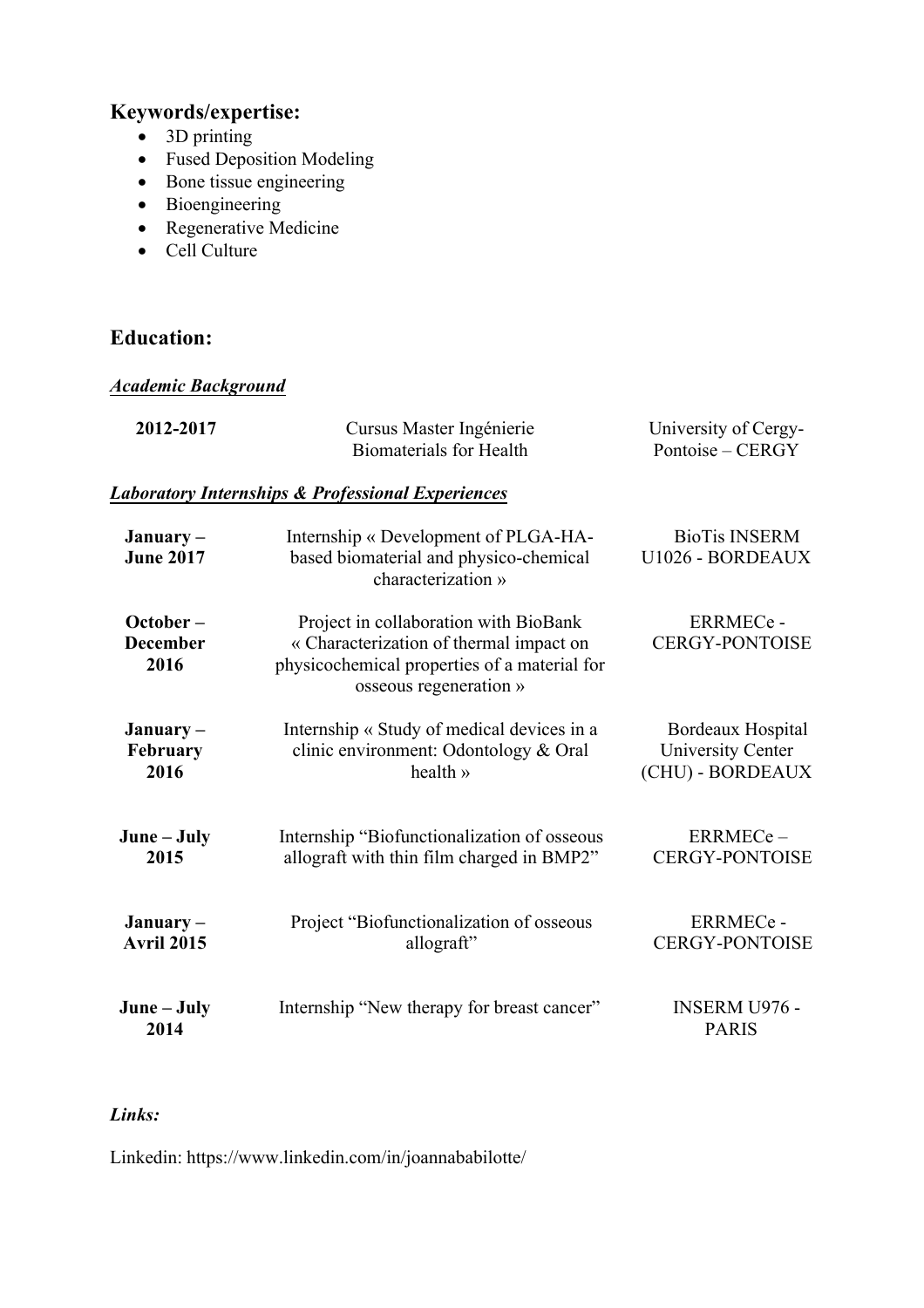## Keywords/expertise:

- 3D printing
- Fused Deposition Modeling
- Bone tissue engineering
- Bioengineering
- Regenerative Medicine
- Cell Culture

## Education:

### *Academic Background*

| | | |
|---|---|---|
| **2012-2017** | Cursus Master Ingénierie Biomaterials for Health | University of Cergy-Pontoise – CERGY |

### *Laboratory Internships & Professional Experiences*

| | | |
|---|---|---|
| **January – June 2017** | Internship « Development of PLGA-HA-based biomaterial and physico-chemical characterization » | BioTis INSERM U1026 - BORDEAUX |
| **October – December 2016** | Project in collaboration with BioBank « Characterization of thermal impact on physicochemical properties of a material for osseous regeneration » | ERRMECe - CERGY-PONTOISE |
| **January – February 2016** | Internship « Study of medical devices in a clinic environment: Odontology & Oral health » | Bordeaux Hospital University Center (CHU) - BORDEAUX |
| **June – July 2015** | Internship "Biofunctionalization of osseous allograft with thin film charged in BMP2" | ERRMECe – CERGY-PONTOISE |
| **January – Avril 2015** | Project "Biofunctionalization of osseous allograft" | ERRMECe - CERGY-PONTOISE |
| **June – July 2014** | Internship "New therapy for breast cancer" | INSERM U976 - PARIS |

### *Links:*

Linkedin: https://www.linkedin.com/in/joannababilotte/